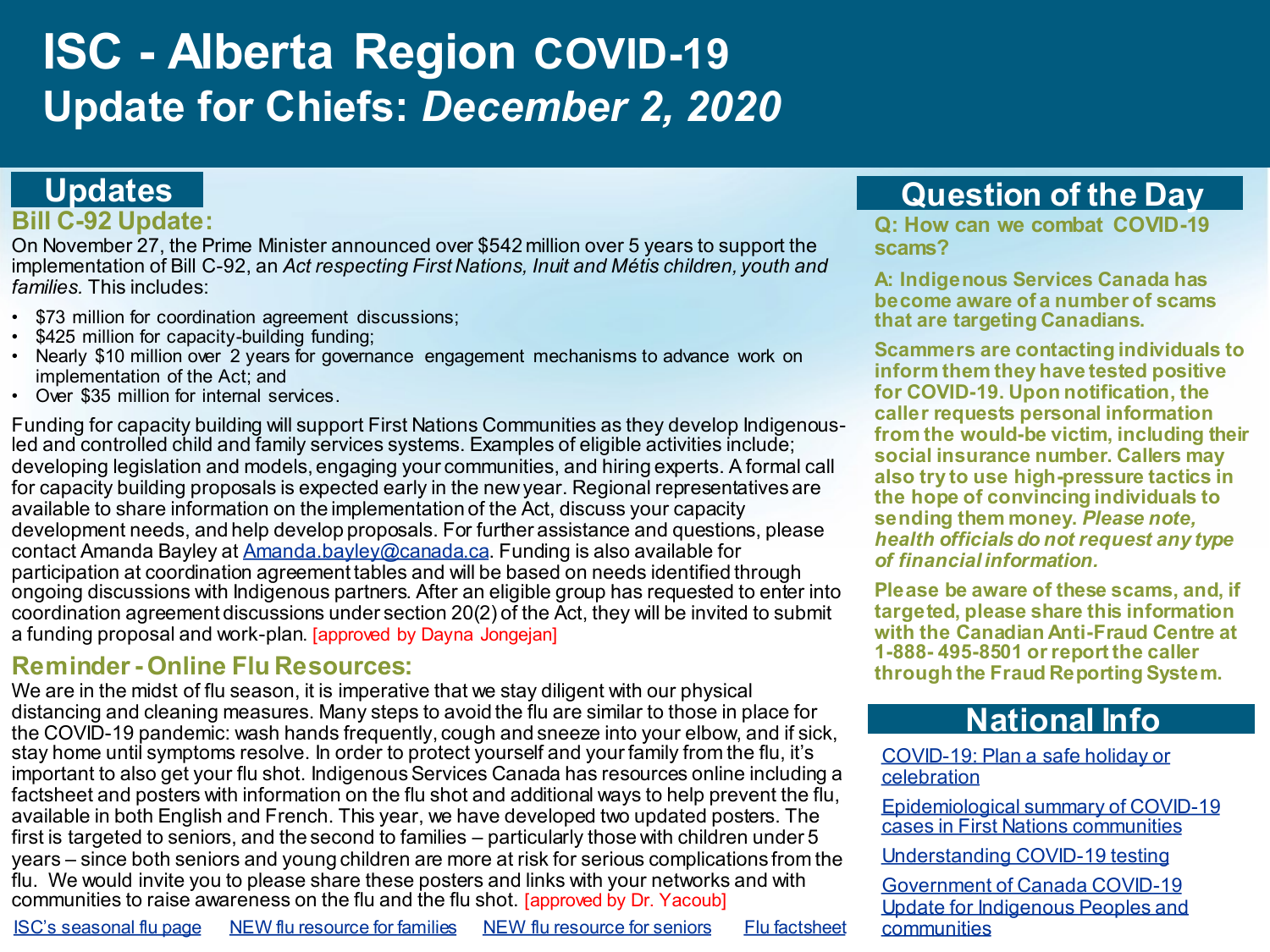# ISC - Alberta Region COVID-19 Update for Chiefs: *December 2, 2020*

## Updates

### Bill C-92 Update:

On November 27, the Prime Minister announced over $542 million over 5 years to support the implementation of Bill C-92, an *Act respecting First Nations, Inuit and Métis children, youth and families.* This includes:

- $73 million for coordination agreement discussions;
- $425 million for capacity-building funding;
- Nearly $10 million over 2 years for governance engagement mechanisms to advance work on implementation of the Act; and
- Over $35 million for internal services.

Funding for capacity building will support First Nations Communities as they develop Indigenous-led and controlled child and family services systems. Examples of eligible activities include; developing legislation and models, engaging your communities, and hiring experts. A formal call for capacity building proposals is expected early in the new year. Regional representatives are available to share information on the implementation of the Act, discuss your capacity development needs, and help develop proposals. For further assistance and questions, please contact Amanda Bayley at [Amanda.bayley@canada.ca](mailto:Amanda.bayley@canada.ca). Funding is also available for participation at coordination agreement tables and will be based on needs identified through ongoing discussions with Indigenous partners. After an eligible group has requested to enter into coordination agreement discussions under section 20(2) of the Act, they will be invited to submit a funding proposal and work-plan. [approved by Dayna Jongejan]

### Reminder - Online Flu Resources:

We are in the midst of flu season, it is imperative that we stay diligent with our physical distancing and cleaning measures. Many steps to avoid the flu are similar to those in place for the COVID-19 pandemic: wash hands frequently, cough and sneeze into your elbow, and if sick, stay home until symptoms resolve. In order to protect yourself and your family from the flu, it's important to also get your flu shot. Indigenous Services Canada has resources online including a factsheet and posters with information on the flu shot and additional ways to help prevent the flu, available in both English and French. This year, we have developed two updated posters. The first is targeted to seniors, and the second to families – particularly those with children under 5 years – since both seniors and young children are more at risk for serious complications from the flu. We would invite you to please share these posters and links with your networks and with communities to raise awareness on the flu and the flu shot. [approved by Dr. Yacoub]

ISC's seasonal flu page | NEW flu resource for families | NEW flu resource for seniors | Flu factsheet

## Question of the Day

**Q: How can we combat COVID-19 scams?**

**A: Indigenous Services Canada has become aware of a number of scams that are targeting Canadians.**

**Scammers are contacting individuals to inform them they have tested positive for COVID-19. Upon notification, the caller requests personal information from the would-be victim, including their social insurance number. Callers may also try to use high-pressure tactics in the hope of convincing individuals to sending them money. *Please note, health officials do not request any type of financial information.***

**Please be aware of these scams, and, if targeted, please share this information with the Canadian Anti-Fraud Centre at 1-888- 495-8501 or report the caller through the Fraud Reporting System.**

## National Info

- COVID-19: Plan a safe holiday or celebration
- Epidemiological summary of COVID-19 cases in First Nations communities
- Understanding COVID-19 testing
- Government of Canada COVID-19 Update for Indigenous Peoples and communities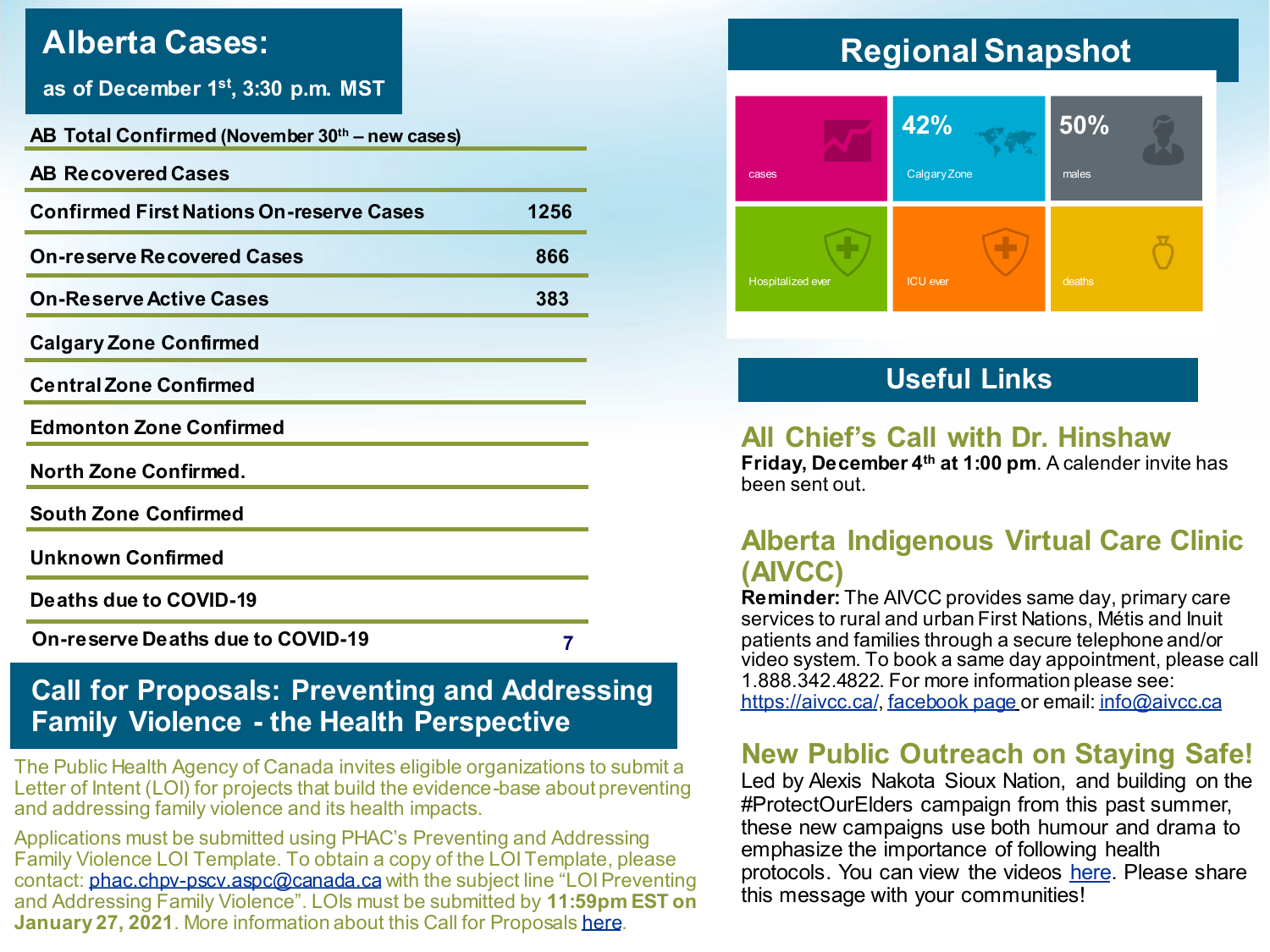## Alberta Cases:

**as of December 1st, 3:30 p.m. MST**

| | |
|---|---|
| **AB Total Confirmed (November 30th – new cases)** | |
| **AB Recovered Cases** | |
| **Confirmed First Nations On-reserve Cases** | **1256** |
| **On-reserve Recovered Cases** | **866** |
| **On-Reserve Active Cases** | **383** |
| **Calgary Zone Confirmed** | |
| **Central Zone Confirmed** | |
| **Edmonton Zone Confirmed** | |
| **North Zone Confirmed.** | |
| **South Zone Confirmed** | |
| **Unknown Confirmed** | |
| **Deaths due to COVID-19** | |
| **On-reserve Deaths due to COVID-19** | **7** |

## Call for Proposals: Preventing and Addressing Family Violence - the Health Perspective

The Public Health Agency of Canada invites eligible organizations to submit a Letter of Intent (LOI) for projects that build the evidence-base about preventing and addressing family violence and its health impacts.

Applications must be submitted using PHAC's Preventing and Addressing Family Violence LOI Template. To obtain a copy of the LOI Template, please contact: phac.chpv-pscv.aspc@canada.ca with the subject line "LOI Preventing and Addressing Family Violence". LOIs must be submitted by **11:59pm EST on January 27, 2021**. More information about this Call for Proposals here.

## Regional Snapshot

cases

42% Calgary Zone

50% males

Hospitalized ever

ICU ever

deaths

## Useful Links

### All Chief's Call with Dr. Hinshaw

**Friday, December 4th at 1:00 pm**. A calender invite has been sent out.

### Alberta Indigenous Virtual Care Clinic (AIVCC)

**Reminder:** The AIVCC provides same day, primary care services to rural and urban First Nations, Métis and Inuit patients and families through a secure telephone and/or video system. To book a same day appointment, please call 1.888.342.4822. For more information please see: https://aivcc.ca/, facebook page or email: info@aivcc.ca

### New Public Outreach on Staying Safe!

Led by Alexis Nakota Sioux Nation, and building on the #ProtectOurElders campaign from this past summer, these new campaigns use both humour and drama to emphasize the importance of following health protocols. You can view the videos here. Please share this message with your communities!